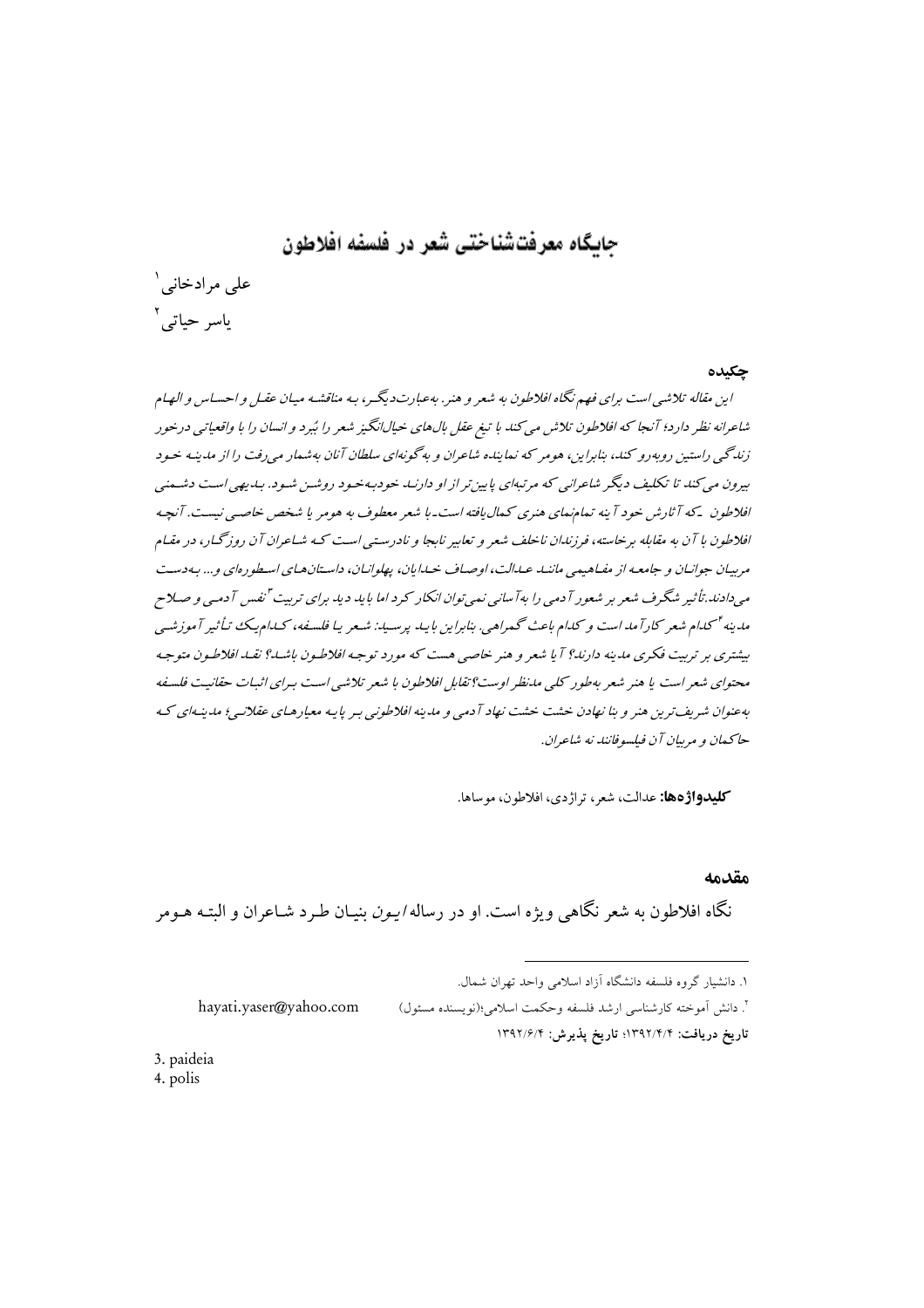# جایگاه معرفت‌شناختی شعر در فلسفه افلاطون

علی مرادخانی[1]

یاسر حیاتی[2]

## چکیده

*این مقاله تلاشی است برای فهم نگاه افلاطون به شعر و هنر. به‌عبارت‌دیگر، به مناقشه میان عقل و احساس و الهام شاعرانه نظر دارد؛ آنجا که افلاطون تلاش می‌کند با تیغ عقل بال‌های خیال‌انگیز شعر را بُبرد و انسان را با واقعیاتی درخور زندگی راستین روبه‌رو کند، بنابراین، هومر که نماینده شاعران و به‌گونه‌ای سلطان آنان به‌شمار می‌رفت را از مدینه خود بیرون می‌کند تا تکلیف دیگر شاعرانی که مرتبه‌ای پایین‌تر از او دارند خودبه‌خود روشن شود. بدیهی است دشمنی افلاطون -که آثارش خود آینه تمام‌نمای هنری کمال‌یافته است- با شعر معطوف به هومر یا شخص خاصی نیست. آنچه افلاطون با آن به مقابله برخاسته، فرزندان ناخلف شعر و تعابیر نابجا و نادرستی است که شاعران آن روزگار، در مقام مربیان جوانان و جامعه از مفاهیمی مانند عدالت، اوصاف خدایان، پهلوانان، داستان‌های اسطوره‌ای و... به‌دست می‌دادند. تأثیر شگرف شعر بر شعور آدمی را به‌آسانی نمی‌توان انکار کرد اما باید دید برای تربیت[3] نفس آدمی و صلاح مدینه[4] کدام شعر کارآمد است و کدام باعث گمراهی. بنابراین باید پرسید: شعر یا فلسفه، کدام‌یک تأثیر آموزشی بیشتری بر تربیت فکری مدینه دارند؟ آیا شعر و هنر خاصی هست که مورد توجه افلاطون باشد؟ نقد افلاطون متوجه محتوای شعر است یا هنر شعر به‌طور کلی مدنظر اوست؟ تقابل افلاطون با شعر تلاشی است برای اثبات حقانیت فلسفه به‌عنوان شریف‌ترین هنر و بنا نهادن خشت خشت نهاد آدمی و مدینه افلاطونی بر پایه معیارهای عقلانی؛ مدینه‌ای که حاکمان و مربیان آن فیلسوفانند نه شاعران.*

**کلیدواژه‌ها:** عدالت، شعر، تراژدی، افلاطون، موساها.

## مقدمه

نگاه افلاطون به شعر نگاهی ویژه است. او در رساله *ایون* بنیان طرد شاعران و البته هومر

---

[1]. دانشیار گروه فلسفه دانشگاه آزاد اسلامی واحد تهران شمال.

[2]. دانش آموخته کارشناسی ارشد فلسفه وحکمت اسلامی؛(نویسنده مسئول) hayati.yaser@yahoo.com

**تاریخ دریافت:** ۱۳۹۲/۴/۴؛ **تاریخ پذیرش:** ۱۳۹۲/۶/۴

[3]. paideia

[4]. polis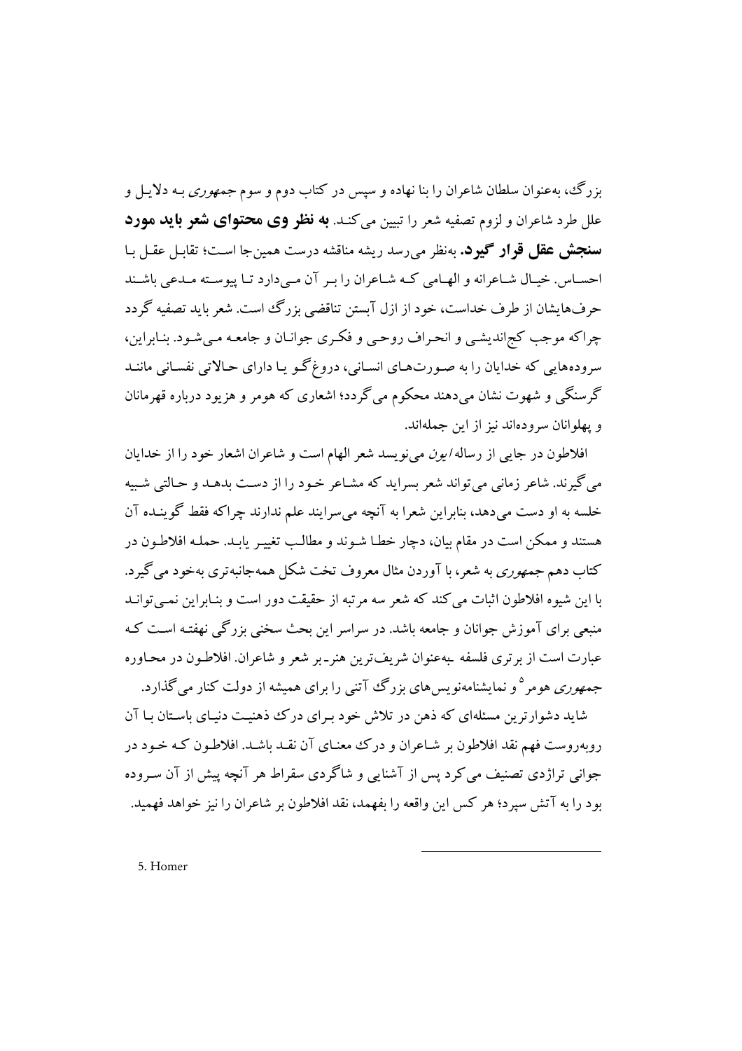بزرگ، به‌عنوان سلطان شاعران را بنا نهاده و سپس در کتاب دوم و سوم *جمهوری* به دلایل و علل طرد شاعران و لزوم تصفیه شعر را تبیین می‌کند. **به نظر وی محتوای شعر باید مورد سنجش عقل قرار گیرد.** به‌نظر می‌رسد ریشه مناقشه درست همین‌جا است؛ تقابل عقل با احساس. خیال شاعرانه و الهامی که شاعران را بر آن می‌دارد تا پیوسته مدعی باشند حرف‌هایشان از طرف خداست، خود از ازل آبستن تناقضی بزرگ است. شعر باید تصفیه گردد چراکه موجب کج‌اندیشی و انحراف روحی و فکری جوانان و جامعه می‌شود. بنابراین، سروده‌هایی که خدایان را به صورت‌های انسانی، دروغ‌گو یا دارای حالاتی نفسانی مانند گرسنگی و شهوت نشان می‌دهند محکوم می‌گردد؛ اشعاری که هومر و هزیود درباره قهرمانان و پهلوانان سروده‌اند نیز از این جمله‌اند.

افلاطون در جایی از رساله *ایون* می‌نویسد شعر الهام است و شاعران اشعار خود را از خدایان می‌گیرند. شاعر زمانی می‌تواند شعر بسراید که مشاعر خود را از دست بدهد و حالتی شبیه خلسه به او دست می‌دهد، بنابراین شعرا به آنچه می‌سرایند علم ندارند چراکه فقط گوینده آن هستند و ممکن است در مقام بیان، دچار خطا شوند و مطالب تغییر یابد. حمله افلاطون در کتاب دهم *جمهوری* به شعر، با آوردن مثال معروف تخت شکل همه‌جانبه‌تری به‌خود می‌گیرد. با این شیوه افلاطون اثبات می‌کند که شعر سه مرتبه از حقیقت دور است و بنابراین نمی‌تواند منبعی برای آموزش جوانان و جامعه باشد. در سراسر این بحث سخنی بزرگی نهفته است که عبارت است از برتری فلسفه ـ به‌عنوان شریف‌ترین هنر ـ بر شعر و شاعران. افلاطون در محاوره *جمهوری* هومر[5] و نمایشنامه‌نویس‌های بزرگ آتنی را برای همیشه از دولت کنار می‌گذارد.

شاید دشوارترین مسئله‌ای که ذهن در تلاش خود برای درک ذهنیت دنیای باستان با آن روبه‌روست فهم نقد افلاطون بر شاعران و درک معنای آن نقد باشد. افلاطون که خود در جوانی تراژدی تصنیف می‌کرد پس از آشنایی و شاگردی سقراط هر آنچه پیش از آن سروده بود را به آتش سپرد؛ هر کس این واقعه را بفهمد، نقد افلاطون بر شاعران را نیز خواهد فهمید.

---

5. Homer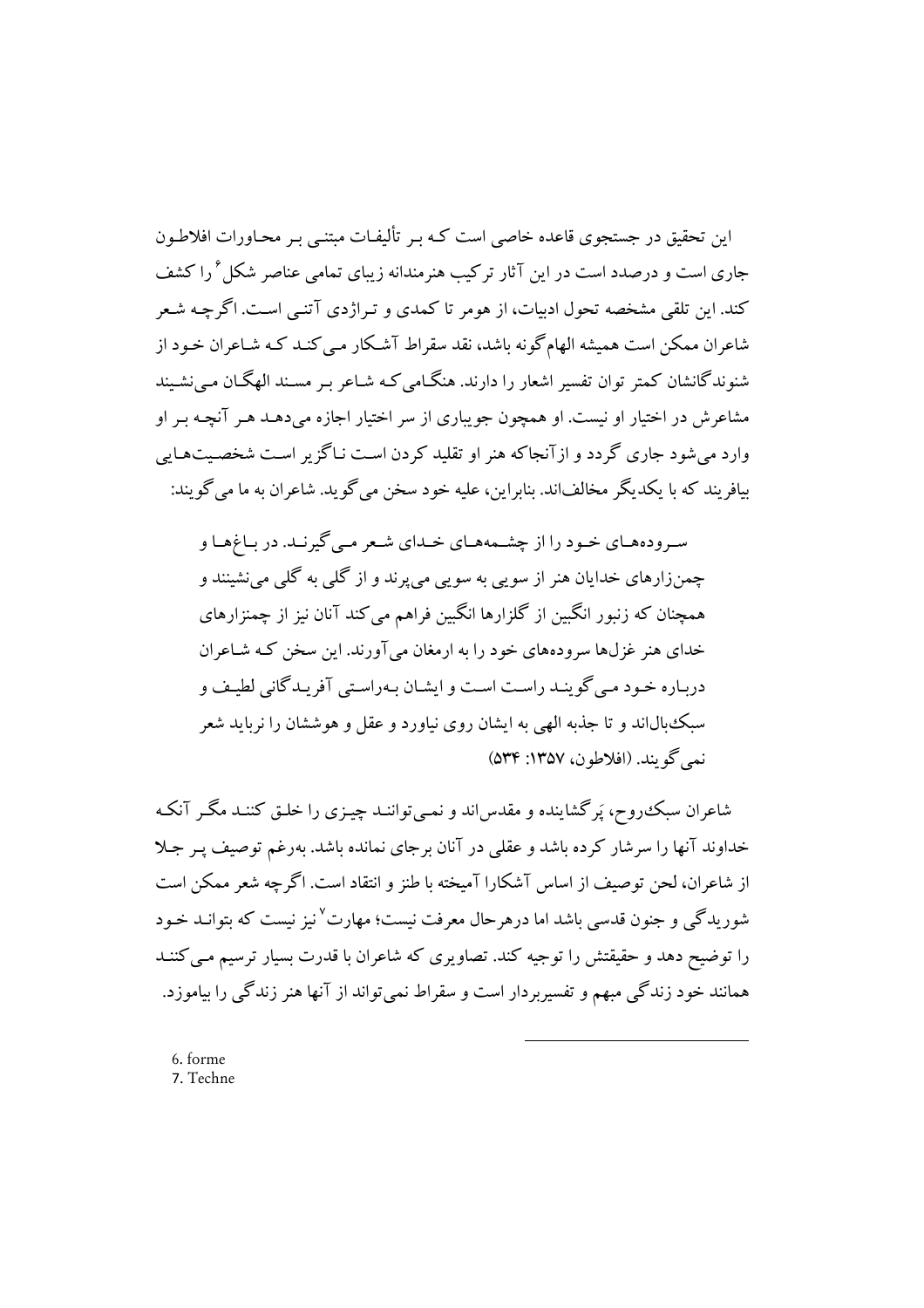این تحقیق در جستجوی قاعده خاصی است که بر تألیفات مبتنی بر محاورات افلاطون جاری است و درصدد است در این آثار ترکیب هنرمندانه زیبای تمامی عناصر شکل[6] را کشف کند. این تلقی مشخصه تحول ادبیات، از هومر تا کمدی و تراژدی آتنی است. اگرچه شعر شاعران ممکن است همیشه الهام‌گونه باشد، نقد سقراط آشکار می‌کند که شاعران خود از شنوندگانشان کمتر توان تفسیر اشعار را دارند. هنگامی‌که شاعر بر مسند الهگان می‌نشیند مشاعرش در اختیار او نیست. او همچون جویباری از سر اختیار اجازه می‌دهد هر آنچه بر او وارد می‌شود جاری گردد و ازآنجاکه هنر او تقلید کردن است ناگزیر است شخصیت‌هایی بیافریند که با یکدیگر مخالف‌اند. بنابراین، علیه خود سخن می‌گوید. شاعران به ما می‌گویند:

> سروده‌های خود را از چشمه‌های خدای شعر می‌گیرند. در باغ‌ها و چمن‌زارهای خدایان هنر از سویی به سویی می‌پرند و از گلی به گلی می‌نشینند و همچنان که زنبور انگبین از گلزارها انگبین فراهم می‌کند آنان نیز از چمنزارهای خدای هنر غزل‌ها سروده‌های خود را به ارمغان می‌آورند. این سخن که شاعران درباره خود می‌گویند راست است و ایشان به‌راستی آفریدگانی لطیف و سبک‌بال‌اند و تا جذبه الهی به ایشان روی نیاورد و عقل و هوششان را نرباید شعر نمی‌گویند. (افلاطون، ۱۳۵۷: ۵۳۴)

شاعران سبک‌روح، پَرگشاینده و مقدس‌اند و نمی‌توانند چیزی را خلق کنند مگر آنکه خداوند آنها را سرشار کرده باشد و عقلی در آنان برجای نمانده باشد. به‌رغم توصیف پر جلا از شاعران، لحن توصیف از اساس آشکارا آمیخته با طنز و انتقاد است. اگرچه شعر ممکن است شوریدگی و جنون قدسی باشد اما درهرحال معرفت نیست؛ مهارت[7] نیز نیست که بتواند خود را توضیح دهد و حقیقتش را توجیه کند. تصاویری که شاعران با قدرت بسیار ترسیم می‌کنند همانند خود زندگی مبهم و تفسیربردار است و سقراط نمی‌تواند از آنها هنر زندگی را بیاموزد.

---

6. forme
7. Techne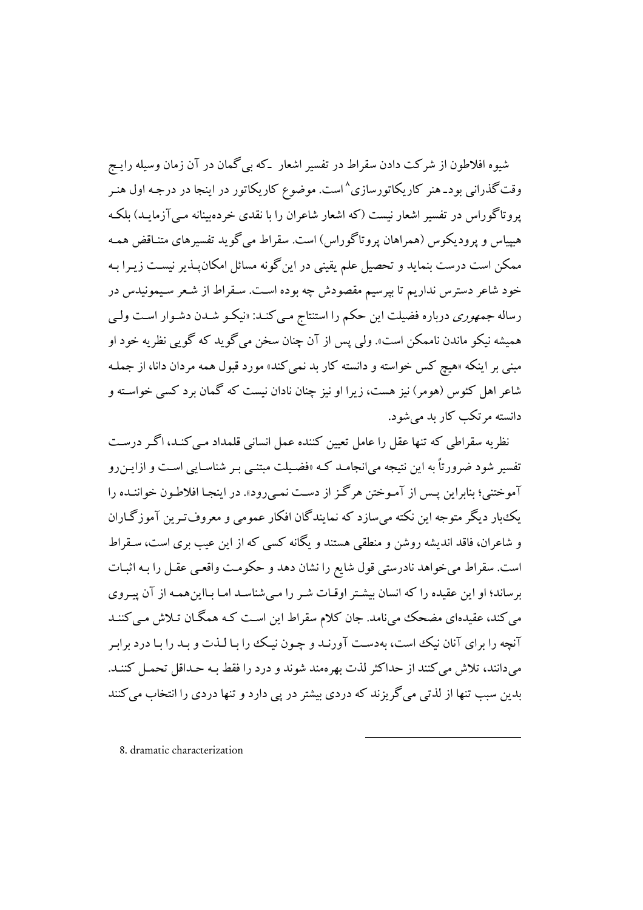شیوه افلاطون از شرکت دادن سقراط در تفسیر اشعار ـ که بی‌گمان در آن زمان وسیله رایج وقت‌گذرانی بود ـ هنر کاریکاتورسازی[8] است. موضوع کاریکاتور در اینجا در درجه اول هنر پروتاگوراس در تفسیر اشعار نیست (که اشعار شاعران را با نقدی خرده‌بینانه می‌آزماید) بلکه هیپیاس و پرودیکوس (همراهان پروتاگوراس) است. سقراط می‌گوید تفسیرهای متناقض همه ممکن است درست بنماید و تحصیل علم یقینی در این‌گونه مسائل امکان‌پذیر نیست زیرا به خود شاعر دسترس نداریم تا بپرسیم مقصودش چه بوده است. سقراط از شعر سیمونیدس در رساله *جمهوری* درباره فضیلت این حکم را استنتاج می‌کند: «نیکو شدن دشوار است ولی همیشه نیکو ماندن ناممکن است». ولی پس از آن چنان سخن می‌گوید که گویی نظریه خود او مبنی بر اینکه «هیچ کس خواسته و دانسته کار بد نمی‌کند» مورد قبول همه مردان دانا، از جمله شاعر اهل کئوس (هومر) نیز هست، زیرا او نیز چنان نادان نیست که گمان برد کسی خواسته و دانسته مرتکب کار بد می‌شود.

نظریه سقراطی که تنها عقل را عامل تعیین کننده عمل انسانی قلمداد می‌کند، اگر درست تفسیر شود ضرورتاً به این نتیجه می‌انجامد که «فضیلت مبتنی بر شناسایی است و ازاین‌رو آموختنی؛ بنابراین پس از آموختن هرگز از دست نمی‌رود». در اینجا افلاطون خواننده را یک‌بار دیگر متوجه این نکته می‌سازد که نمایندگان افکار عمومی و معروف‌ترین آموزگاران و شاعران، فاقد اندیشه روشن و منطقی هستند و یگانه کسی که از این عیب بری است، سقراط است. سقراط می‌خواهد نادرستی قول شایع را نشان دهد و حکومت واقعی عقل را به اثبات برساند؛ او این عقیده را که انسان بیشتر اوقات شر را می‌شناسد اما بااین‌همه از آن پیروی می‌کند، عقیده‌ای مضحک می‌نامد. جان کلام سقراط این است که همگان تلاش می‌کنند آنچه را برای آنان نیک است، به‌دست آورند و چون نیک را با لذت و بد را با درد برابر می‌دانند، تلاش می‌کنند از حداکثر لذت بهره‌مند شوند و درد را فقط به حداقل تحمل کنند. بدین سبب تنها از لذتی می‌گریزند که دردی بیشتر در پی دارد و تنها دردی را انتخاب می‌کنند

---

8. dramatic characterization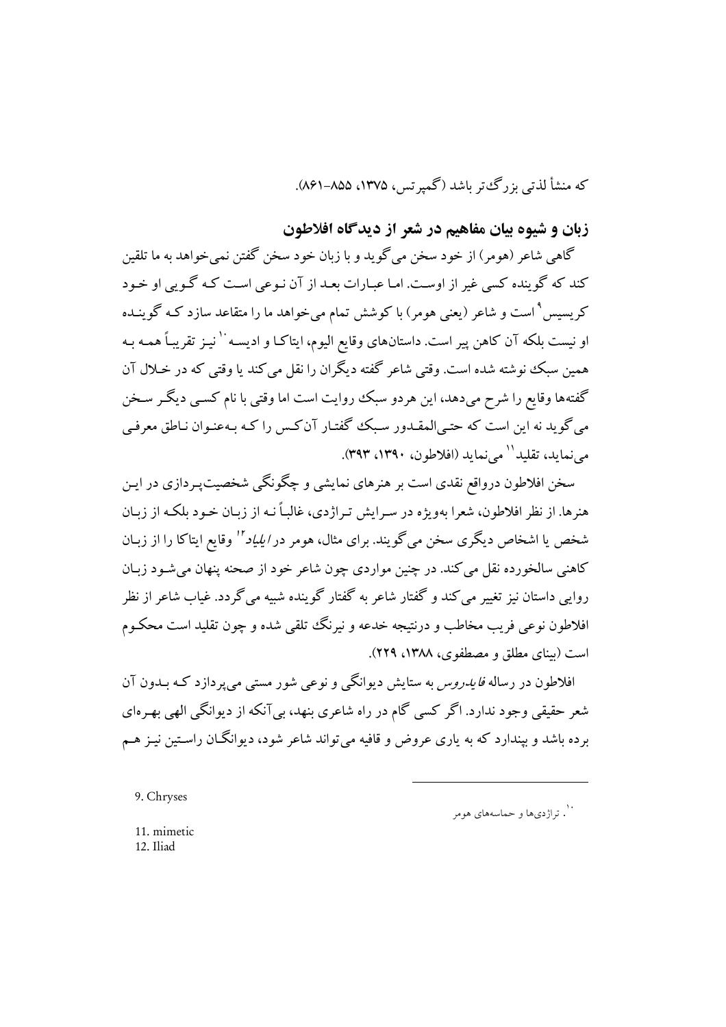که منشأ لذتی بزرگ‌تر باشد (گمپرتس، ۱۳۷۵، ۸۵۵-۸۶۱).

## زبان و شیوه بیان مفاهیم در شعر از دیدگاه افلاطون

گاهی شاعر (هومر) از خود سخن می‌گوید و با زبان خود سخن گفتن نمی‌خواهد به ما تلقین کند که گوینده کسی غیر از اوست. اما عبارات بعد از آن نوعی است که گویی او خود کریسیس[9] است و شاعر (یعنی هومر) با کوشش تمام می‌خواهد ما را متقاعد سازد که گوینده او نیست بلکه آن کاهن پیر است. داستان‌های وقایع الیوم، ایتاکا و ادیسه[10] نیز تقریباً همه به همین سبک نوشته شده است. وقتی شاعر گفته دیگران را نقل می‌کند یا وقتی که در خلال آن گفته‌ها وقایع را شرح می‌دهد، این هردو سبک روایت است اما وقتی با نام کسی دیگر سخن می‌گوید نه این است که حتی‌المقدور سبک گفتار آن‌کس را که به‌عنوان ناطق معرفی می‌نماید، تقلید[11] می‌نماید (افلاطون، ۱۳۹۰، ۳۹۳).

سخن افلاطون درواقع نقدی است بر هنرهای نمایشی و چگونگی شخصیت‌پردازی در این هنرها. از نظر افلاطون، شعرا به‌ویژه در سرایش تراژدی، غالباً نه از زبان خود بلکه از زبان شخص یا اشخاص دیگری سخن می‌گویند. برای مثال، هومر در *ایلیاد*[12] وقایع ایتاکا را از زبان کاهنی سالخورده نقل می‌کند. در چنین مواردی چون شاعر خود از صحنه پنهان می‌شود زبان روایی داستان نیز تغییر می‌کند و گفتار شاعر به گفتار گوینده شبیه می‌گردد. غیاب شاعر از نظر افلاطون نوعی فریب مخاطب و درنتیجه خدعه و نیرنگ تلقی شده و چون تقلید است محکوم است (بینای مطلق و مصطفوی، ۱۳۸۸، ۲۲۹).

افلاطون در رساله *فایدروس* به ستایش دیوانگی و نوعی شور مستی می‌پردازد که بدون آن شعر حقیقی وجود ندارد. اگر کسی گام در راه شاعری بنهد، بی‌آنکه از دیوانگی الهی بهره‌ای برده باشد و بپندارد که به یاری عروض و قافیه می‌تواند شاعر شود، دیوانگان راستین نیز هم

---

9. Chryses

10. تراژدی‌ها و حماسه‌های هومر

11. mimetic

12. Iliad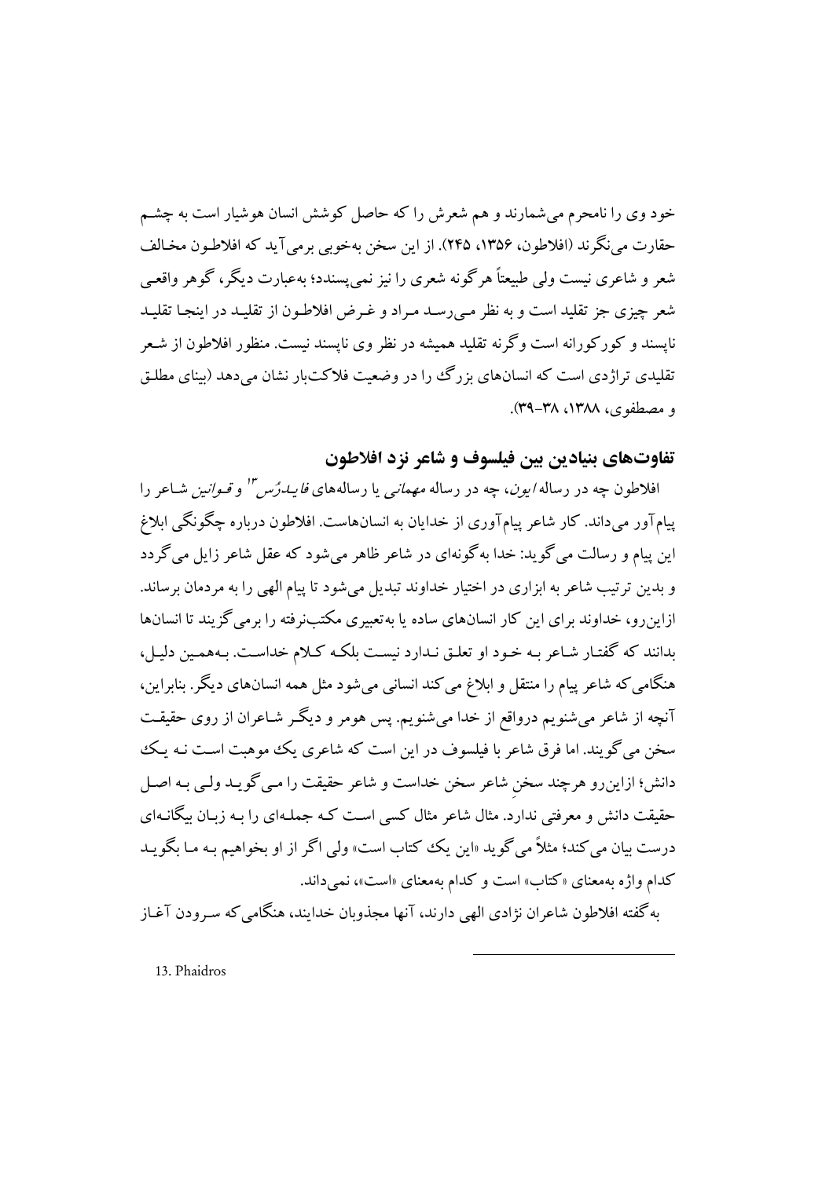خود وی را نامحرم می‌شمارند و هم شعرش را که حاصل کوشش انسان هوشیار است به چشم حقارت می‌نگرند (افلاطون، ۱۳۵۶، ۲۴۵). از این سخن به‌خوبی برمی‌آید که افلاطون مخالف شعر و شاعری نیست ولی طبیعتاً هرگونه شعری را نیز نمی‌پسندد؛ به‌عبارت دیگر، گوهر واقعی شعر چیزی جز تقلید است و به نظر می‌رسد مراد و غرض افلاطون از تقلید در اینجا تقلید ناپسند و کورکورانه است وگرنه تقلید همیشه در نظر وی ناپسند نیست. منظور افلاطون از شعر تقلیدی تراژدی است که انسان‌های بزرگ را در وضعیت فلاکت‌بار نشان می‌دهد (بینای مطلق و مصطفوی، ۱۳۸۸، ۳۸-۳۹).

## تفاوت‌های بنیادین بین فیلسوف و شاعر نزد افلاطون

افلاطون چه در رساله *ایون*، چه در رساله *مهمانی* یا رساله‌های *فایدرُس*[13] و *قوانین* شاعر را پیام‌آور می‌داند. کار شاعر پیام‌آوری از خدایان به انسان‌هاست. افلاطون درباره چگونگی ابلاغ این پیام و رسالت می‌گوید: خدا به‌گونه‌ای در شاعر ظاهر می‌شود که عقل شاعر زایل می‌گردد و بدین ترتیب شاعر به ابزاری در اختیار خداوند تبدیل می‌شود تا پیام الهی را به مردمان برساند. ازاین‌رو، خداوند برای این کار انسان‌های ساده یا به‌تعبیری مکتب‌نرفته را برمی‌گزیند تا انسان‌ها بدانند که گفتار شاعر به خود او تعلق ندارد نیست بلکه کلام خداست. به‌همین دلیل، هنگامی‌که شاعر پیام را منتقل و ابلاغ می‌کند انسانی می‌شود مثل همه انسان‌های دیگر. بنابراین، آنچه از شاعر می‌شنویم درواقع از خدا می‌شنویم. پس هومر و دیگر شاعران از روی حقیقت سخن می‌گویند. اما فرق شاعر با فیلسوف در این است که شاعری یک موهبت است نه یک دانش؛ ازاین‌رو هرچند سخنِ شاعر سخن خداست و شاعر حقیقت را می‌گوید ولی به اصل حقیقت دانش و معرفتی ندارد. مثال شاعر مثال کسی است که جمله‌ای را به زبان بیگانه‌ای درست بیان می‌کند؛ مثلاً می‌گوید «این یک کتاب است» ولی اگر از او بخواهیم به ما بگوید کدام واژه به‌معنای «کتاب» است و کدام به‌معنای «است»، نمی‌داند.

به گفته افلاطون شاعران نژادی الهی دارند، آنها مجذوبان خدایند، هنگامی‌که سرودن آغاز

---

13. Phaidros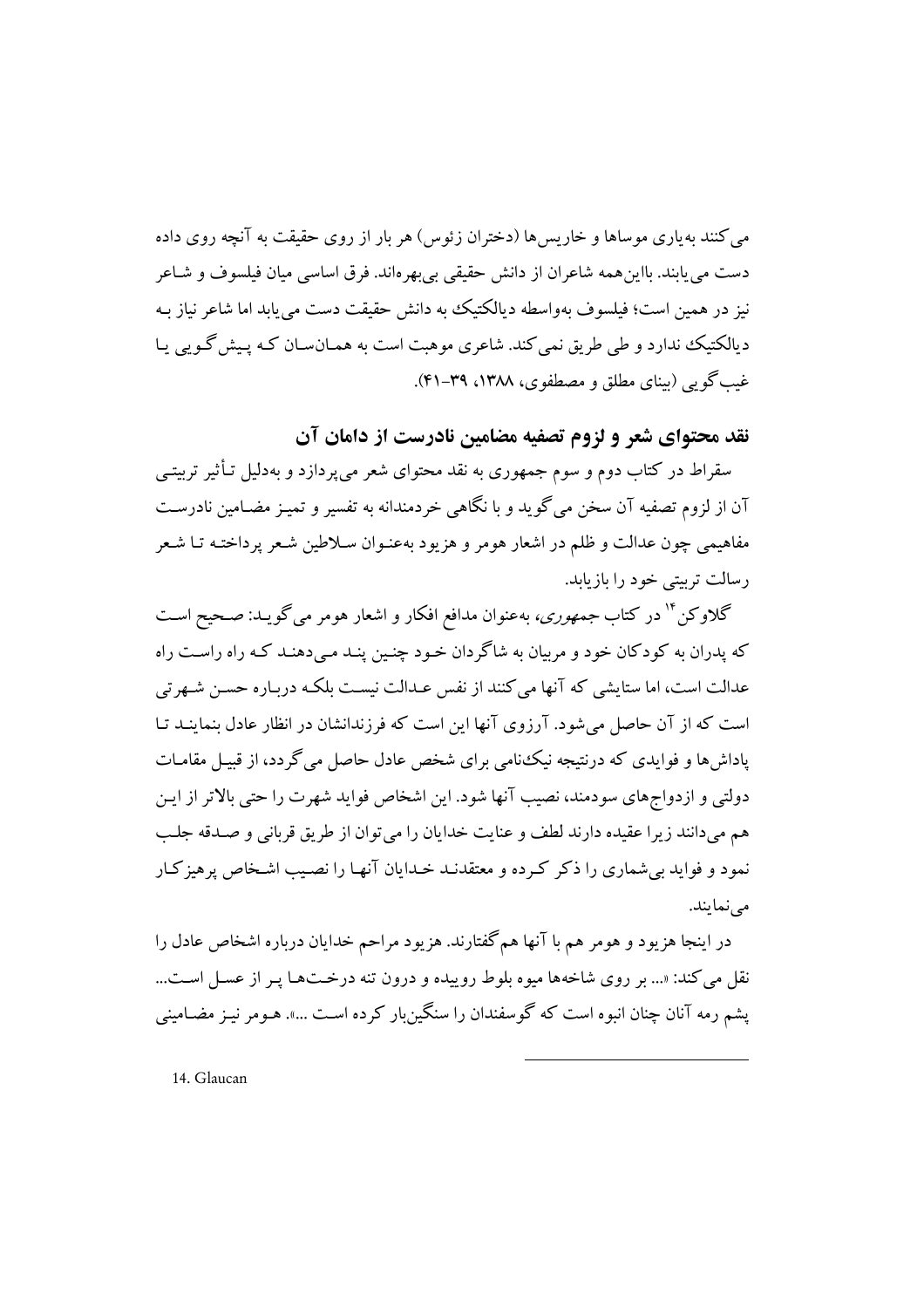می‌کنند به‌یاری موساها و خاریس‌ها (دختران زئوس) هر بار از روی حقیقت به آنچه روی داده دست می‌یابند. بااین‌همه شاعران از دانش حقیقی بی‌بهره‌اند. فرق اساسی میان فیلسوف و شاعر نیز در همین است؛ فیلسوف به‌واسطه دیالکتیک به دانش حقیقت دست می‌یابد اما شاعر نیاز به دیالکتیک ندارد و طی طریق نمی‌کند. شاعری موهبت است به همان‌سان که پیش‌گویی یا غیب‌گویی (بینای مطلق و مصطفوی، ۱۳۸۸، ۳۹-۴۱).

## نقد محتوای شعر و لزوم تصفیه مضامین نادرست از دامان آن

سقراط در کتاب دوم و سوم جمهوری به نقد محتوای شعر می‌پردازد و به‌دلیل تأثیر تربیتی آن از لزوم تصفیه آن سخن می‌گوید و با نگاهی خردمندانه به تفسیر و تمیز مضامین نادرست مفاهیمی چون عدالت و ظلم در اشعار هومر و هزیود به‌عنوان سلاطین شعر پرداخته تا شعر رسالت تربیتی خود را بازیابد.

گلاوکن[14] در کتاب *جمهوری*، به‌عنوان مدافع افکار و اشعار هومر می‌گوید: صحیح است که پدران به کودکان خود و مربیان به شاگردان خود چنین پند می‌دهند که راه راست راه عدالت است، اما ستایشی که آنها می‌کنند از نفس عدالت نیست بلکه درباره حسن شهرتی است که از آن حاصل می‌شود. آرزوی آنها این است که فرزندانشان در انظار عادل بنمایند تا پاداش‌ها و فوایدی که درنتیجه نیک‌نامی برای شخص عادل حاصل می‌گردد، از قبیل مقامات دولتی و ازدواج‌های سودمند، نصیب آنها شود. این اشخاص فواید شهرت را حتی بالاتر از این هم می‌دانند زیرا عقیده دارند لطف و عنایت خدایان را می‌توان از طریق قربانی و صدقه جلب نمود و فواید بی‌شماری را ذکر کرده و معتقدند خدایان آنها را نصیب اشخاص پرهیزکار می‌نمایند.

در اینجا هزیود و هومر هم با آنها هم‌گفتارند. هزیود مراحم خدایان درباره اشخاص عادل را نقل می‌کند: «... بر روی شاخه‌ها میوه بلوط روییده و درون تنه درخت‌ها پر از عسل است... پشم رمه آنان چنان انبوه است که گوسفندان را سنگین‌بار کرده است ...». هومر نیز مضامینی

---

14. Glaucan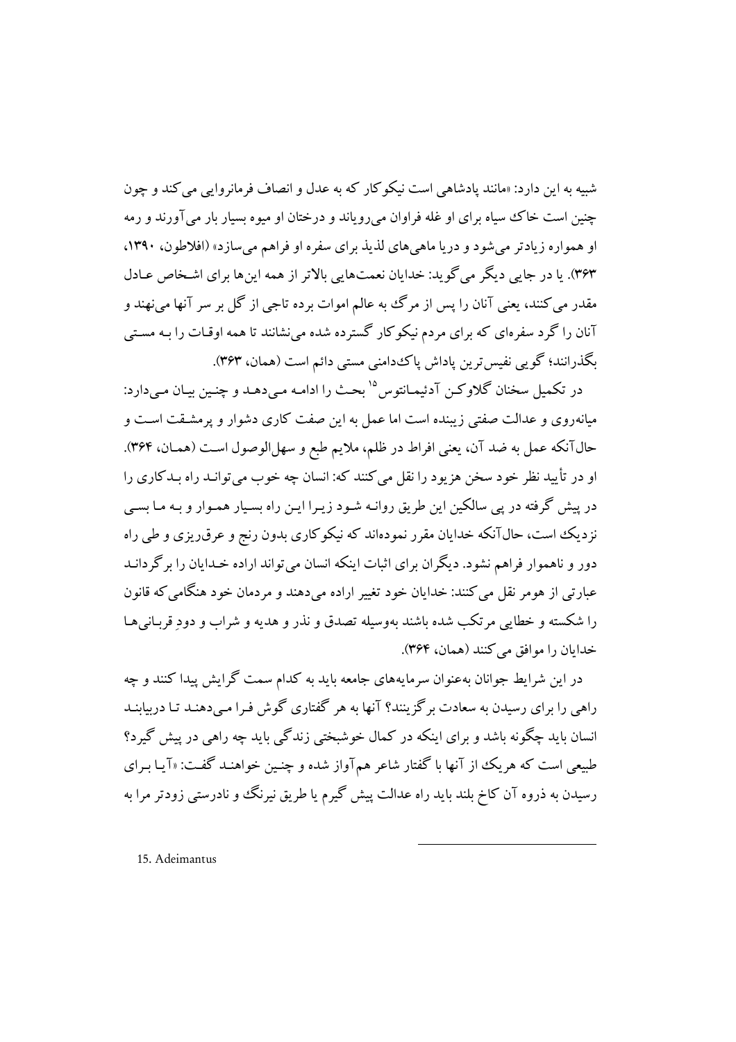شبیه به این دارد: «مانند پادشاهی است نیکوکار که به عدل و انصاف فرمانروایی می‌کند و چون چنین است خاک سیاه برای او غله فراوان می‌رویاند و درختان او میوه بسیار بار می‌آورند و رمه او همواره زیادتر می‌شود و دریا ماهی‌های لذیذ برای سفره او فراهم می‌سازد» (افلاطون، ۱۳۹۰، ۳۶۳). یا در جایی دیگر می‌گوید: خدایان نعمت‌هایی بالاتر از همه این‌ها برای اشخاص عادل مقدر می‌کنند، یعنی آنان را پس از مرگ به عالم اموات برده تاجی از گل بر سر آنها می‌نهند و آنان را گرد سفره‌ای که برای مردم نیکوکار گسترده شده می‌نشانند تا همه اوقات را به مستی بگذرانند؛ گویی نفیس‌ترین پاداش پاک‌دامنی مستی دائم است (همان، ۳۶۳).

در تکمیل سخنان گلاوکن آدئیمانتوس[15] بحث را ادامه می‌دهد و چنین بیان می‌دارد: میانه‌روی و عدالت صفتی زیبنده است اما عمل به این صفت کاری دشوار و پرمشقت است و حال‌آنکه عمل به ضد آن، یعنی افراط در ظلم، ملایم طبع و سهل‌الوصول است (همان، ۳۶۴). او در تأیید نظر خود سخن هزیود را نقل می‌کنند که: انسان چه خوب می‌تواند راه بدکاری را در پیش گرفته در پی سالکین این طریق روانه شود زیرا این راه بسیار هموار و به ما بسی نزدیک است، حال‌آنکه خدایان مقرر نموده‌اند که نیکوکاری بدون رنج و عرق‌ریزی و طی راه دور و ناهموار فراهم نشود. دیگران برای اثبات اینکه انسان می‌تواند اراده خدایان را برگرداند عبارتی از هومر نقل می‌کنند: خدایان خود تغییر اراده می‌دهند و مردمان خود هنگامی‌که قانون را شکسته و خطایی مرتکب شده باشند به‌وسیله تصدق و نذر و هدیه و شراب و دودِ قربانی‌ها خدایان را موافق می‌کنند (همان، ۳۶۴).

در این شرایط جوانان به‌عنوان سرمایه‌های جامعه باید به کدام سمت گرایش پیدا کنند و چه راهی را برای رسیدن به سعادت برگزینند؟ آنها به هر گفتاری گوش فرا می‌دهند تا دریابند انسان باید چگونه باشد و برای اینکه در کمال خوشبختی زندگی باید چه راهی در پیش گیرد؟ طبیعی است که هریک از آنها با گفتار شاعر هم‌آواز شده و چنین خواهند گفت: «آیا برای رسیدن به ذروه آن کاخ بلند باید راه عدالت پیش گیرم یا طریق نیرنگ و نادرستی زودتر مرا به

15. Adeimantus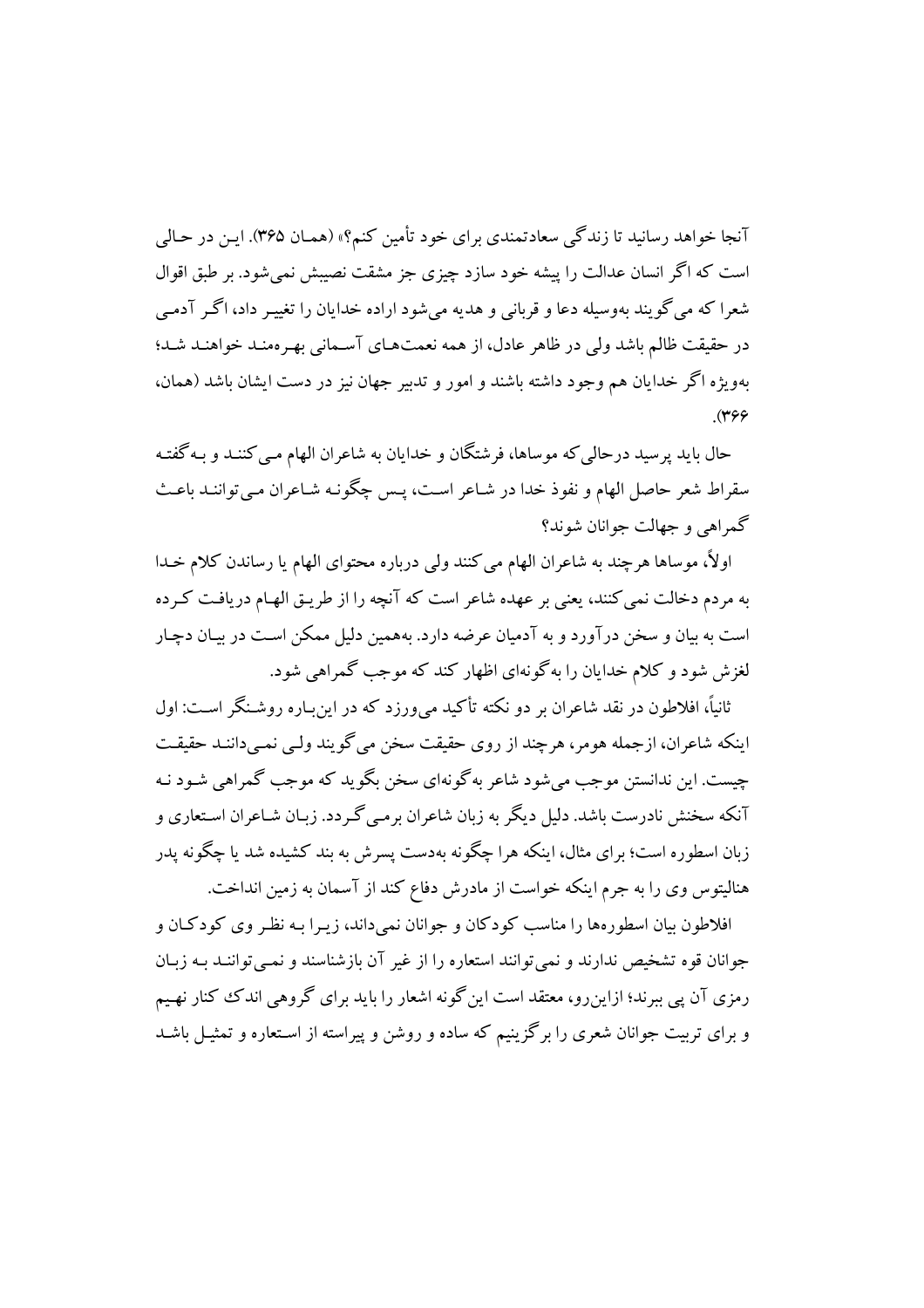آنجا خواهد رسانید تا زندگی سعادتمندی برای خود تأمین کنم؟» (همان ۳۶۵). این در حالی است که اگر انسان عدالت را پیشه خود سازد چیزی جز مشقت نصیبش نمی‌شود. بر طبق اقوال شعرا که می‌گویند به‌وسیله دعا و قربانی و هدیه می‌شود اراده خدایان را تغییر داد، اگر آدمی در حقیقت ظالم باشد ولی در ظاهر عادل، از همه نعمت‌های آسمانی بهره‌مند خواهند شد؛ به‌ویژه اگر خدایان هم وجود داشته باشند و امور و تدبیر جهان نیز در دست ایشان باشد (همان، ۳۶۶).

حال باید پرسید درحالی‌که موساها، فرشتگان و خدایان به شاعران الهام می‌کنند و به‌گفته سقراط شعر حاصل الهام و نفوذ خدا در شاعر است، پس چگونه شاعران می‌توانند باعث گمراهی و جهالت جوانان شوند؟

اولاً، موساها هرچند به شاعران الهام می‌کنند ولی درباره محتوای الهام یا رساندن کلام خدا به مردم دخالت نمی‌کنند، یعنی بر عهده شاعر است که آنچه را از طریق الهام دریافت کرده است به بیان و سخن درآورد و به آدمیان عرضه دارد. به‌همین دلیل ممکن است در بیان دچار لغزش شود و کلام خدایان را به‌گونه‌ای اظهار کند که موجب گمراهی شود.

ثانیاً، افلاطون در نقد شاعران بر دو نکته تأکید می‌ورزد که در این‌باره روشنگر است: اول اینکه شاعران، ازجمله هومر، هرچند از روی حقیقت سخن می‌گویند ولی نمی‌دانند حقیقت چیست. این ندانستن موجب می‌شود شاعر به‌گونه‌ای سخن بگوید که موجب گمراهی شود نه آنکه سخنش نادرست باشد. دلیل دیگر به زبان شاعران برمی‌گردد. زبان شاعران استعاری و زبان اسطوره است؛ برای مثال، اینکه هرا چگونه به‌دست پسرش به بند کشیده شد یا چگونه پدر هنالیتوس وی را به جرم اینکه خواست از مادرش دفاع کند از آسمان به زمین انداخت.

افلاطون بیان اسطوره‌ها را مناسب کودکان و جوانان نمی‌داند، زیرا به نظر وی کودکان و جوانان قوه تشخیص ندارند و نمی‌توانند استعاره را از غیر آن بازشناسند و نمی‌توانند به زبان رمزی آن پی ببرند؛ ازاین‌رو، معتقد است این‌گونه اشعار را باید برای گروهی اندک کنار نهیم و برای تربیت جوانان شعری را برگزینیم که ساده و روشن و پیراسته از استعاره و تمثیل باشد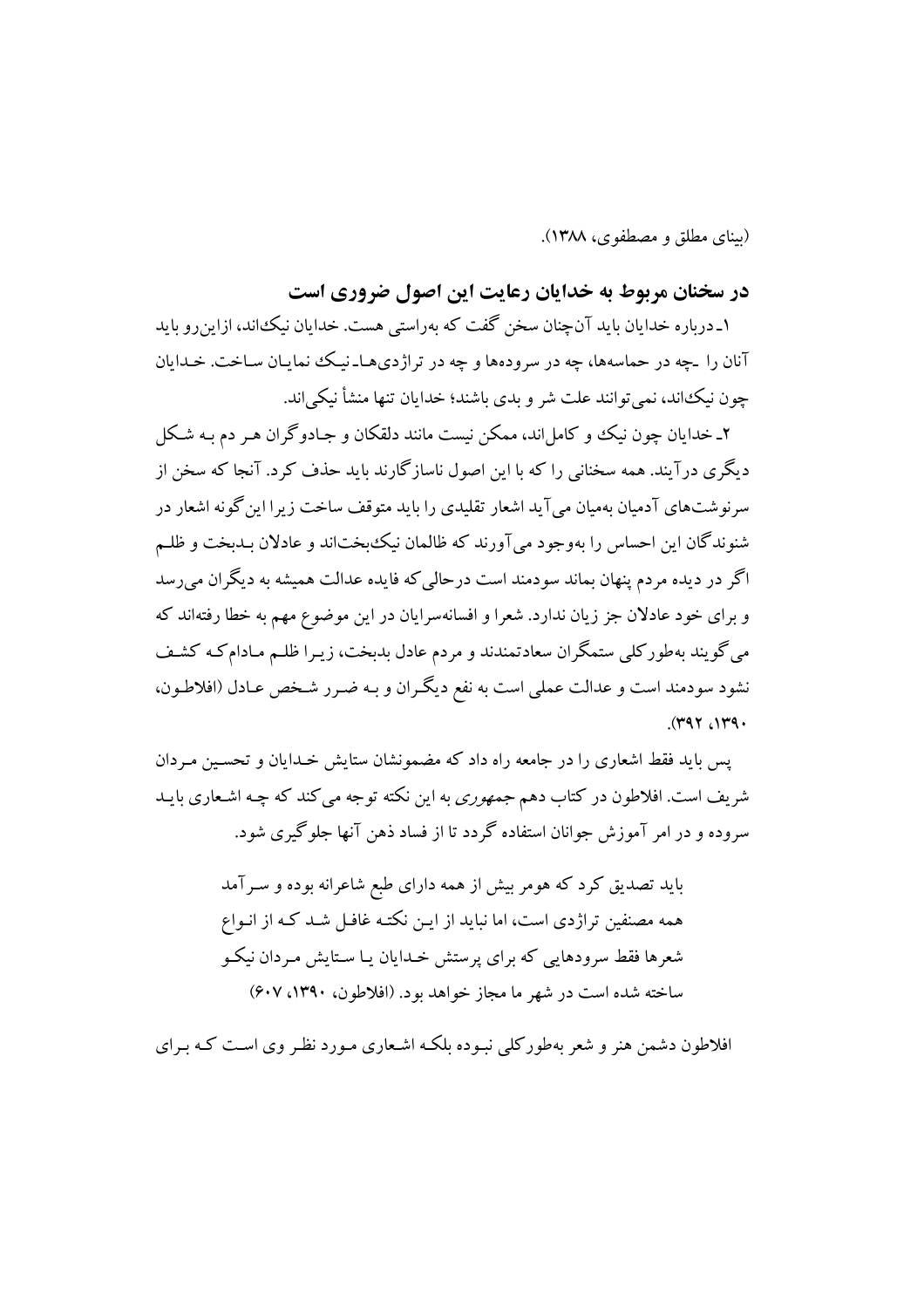(بینای مطلق و مصطفوی، ۱۳۸۸).

## در سخنان مربوط به خدایان رعایت این اصول ضروری است

۱ـ درباره خدایان باید آن‌چنان سخن گفت که به‌راستی هست. خدایان نیک‌اند، ازاین‌رو باید آنان را ـچه در حماسه‌ها، چه در سروده‌ها و چه در تراژدی‌هاـ نیک نمایان ساخت. خدایان چون نیک‌اند، نمی‌توانند علت شر و بدی باشند؛ خدایان تنها منشأ نیکی‌اند.

۲ـ خدایان چون نیک و کامل‌اند، ممکن نیست مانند دلقکان و جادوگران هر دم به شکل دیگری درآیند. همه سخنانی را که با این اصول ناسازگارند باید حذف کرد. آنجا که سخن از سرنوشت‌های آدمیان به‌میان می‌آید اشعار تقلیدی را باید متوقف ساخت زیرا این‌گونه اشعار در شنوندگان این احساس را به‌وجود می‌آورند که ظالمان نیک‌بخت‌اند و عادلان بدبخت و ظلم اگر در دیده مردم پنهان بماند سودمند است درحالی‌که فایده عدالت همیشه به دیگران می‌رسد و برای خود عادلان جز زیان ندارد. شعرا و افسانه‌سرایان در این موضوع مهم به خطا رفته‌اند که می‌گویند به‌طورکلی ستمگران سعادتمندند و مردم عادل بدبخت، زیرا ظلم مادام‌که کشف نشود سودمند است و عدالت عملی است به نفع دیگران و به ضرر شخص عادل (افلاطون، ۱۳۹۰، ۳۹۲).

پس باید فقط اشعاری را در جامعه راه داد که مضمونشان ستایش خدایان و تحسین مردان شریف است. افلاطون در کتاب دهم *جمهوری* به این نکته توجه می‌کند که چه اشعاری باید سروده و در امر آموزش جوانان استفاده گردد تا از فساد ذهن آنها جلوگیری شود.

> باید تصدیق کرد که هومر بیش از همه دارای طبع شاعرانه بوده و سرآمد همه مصنفین تراژدی است، اما نباید از این نکته غافل شد که از انواع شعرها فقط سرودهایی که برای پرستش خدایان یا ستایش مردان نیکو ساخته شده است در شهر ما مجاز خواهد بود. (افلاطون، ۱۳۹۰، ۶۰۷)

افلاطون دشمن هنر و شعر به‌طورکلی نبوده بلکه اشعاری مورد نظر وی است که برای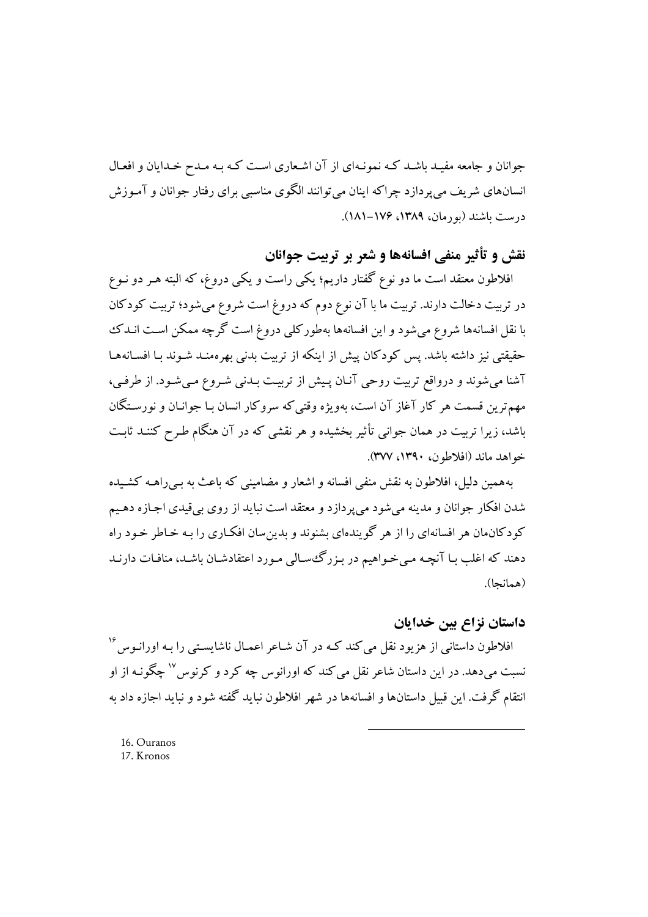جوانان و جامعه مفید باشد که نمونه‌ای از آن اشعاری است که به مدح خدایان و افعال انسان‌های شریف می‌پردازد چراکه اینان می‌توانند الگوی مناسبی برای رفتار جوانان و آموزش درست باشند (بورمان، ۱۳۸۹، ۱۷۶-۱۸۱).

## نقش و تأثیر منفی افسانه‌ها و شعر بر تربیت جوانان

افلاطون معتقد است ما دو نوع گفتار داریم؛ یکی راست و یکی دروغ، که البته هر دو نوع در تربیت دخالت دارند. تربیت ما با آن نوع دوم که دروغ است شروع می‌شود؛ تربیت کودکان با نقل افسانه‌ها شروع می‌شود و این افسانه‌ها به‌طورکلی دروغ است گرچه ممکن است اندک حقیقتی نیز داشته باشد. پس کودکان پیش از اینکه از تربیت بدنی بهره‌مند شوند با افسانه‌ها آشنا می‌شوند و درواقع تربیت روحی آنان پیش از تربیت بدنی شروع می‌شود. از طرفی، مهم‌ترین قسمت هر کار آغاز آن است، به‌ویژه وقتی‌که سروکار انسان با جوانان و نورستگان باشد، زیرا تربیت در همان جوانی تأثیر بخشیده و هر نقشی که در آن هنگام طرح کنند ثابت خواهد ماند (افلاطون، ۱۳۹۰، ۳۷۷).

به‌همین دلیل، افلاطون به نقش منفی افسانه و اشعار و مضامینی که باعث به بی‌راهه کشیده شدن افکار جوانان و مدینه می‌شود می‌پردازد و معتقد است نباید از روی بی‌قیدی اجازه دهیم کودکان‌مان هر افسانه‌ای را از هر گوینده‌ای بشنوند و بدین‌سان افکاری را به خاطر خود راه دهند که اغلب با آنچه می‌خواهیم در بزرگ‌سالی مورد اعتقادشان باشد، منافات دارند (همانجا).

## داستان نزاع بین خدایان

افلاطون داستانی از هزیود نقل می‌کند که در آن شاعر اعمال ناشایستی را به اورانوس[16] نسبت می‌دهد. در این داستان شاعر نقل می‌کند که اورانوس چه کرد و کرنوس[17] چگونه از او انتقام گرفت. این قبیل داستان‌ها و افسانه‌ها در شهر افلاطون نباید گفته شود و نباید اجازه داد به

---

16. Ouranos
17. Kronos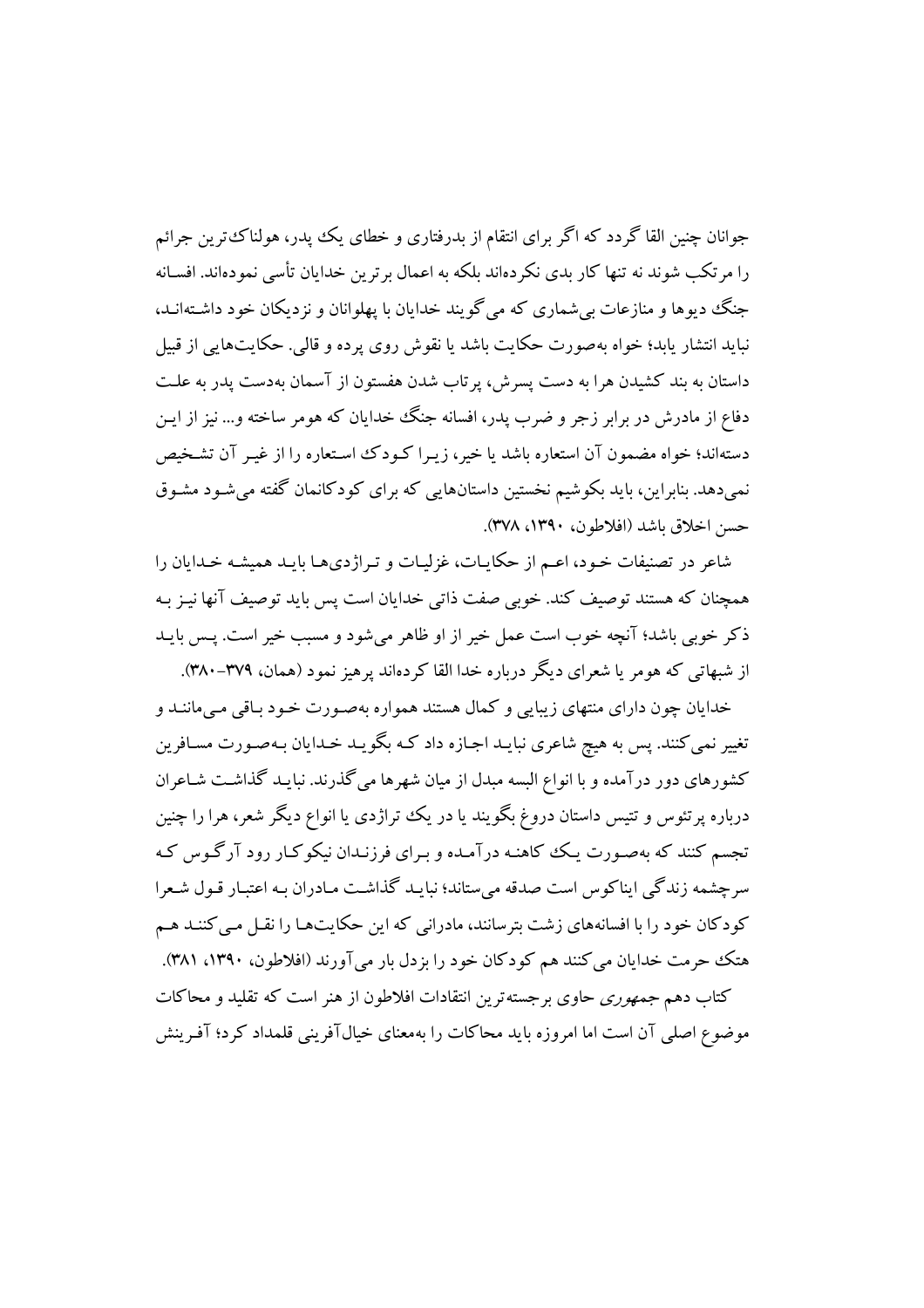جوانان چنین القا گردد که اگر برای انتقام از بدرفتاری و خطای یک پدر، هولناک‌ترین جرائم را مرتکب شوند نه تنها کار بدی نکرده‌اند بلکه به اعمال برترین خدایان تأسی نموده‌اند. افسانه جنگ دیوها و منازعات بی‌شماری که می‌گویند خدایان با پهلوانان و نزدیکان خود داشته‌اند، نباید انتشار یابد؛ خواه به‌صورت حکایت باشد یا نقوش روی پرده و قالی. حکایت‌هایی از قبیل داستان به بند کشیدن هرا به دست پسرش، پرتاب شدن هفستون از آسمان به‌دست پدر به علت دفاع از مادرش در برابر زجر و ضرب پدر، افسانه جنگ خدایان که هومر ساخته و... نیز از این دسته‌اند؛ خواه مضمون آن استعاره باشد یا خیر، زیرا کودک استعاره را از غیر آن تشخیص نمی‌دهد. بنابراین، باید بکوشیم نخستین داستان‌هایی که برای کودکانمان گفته می‌شود مشوق حسن اخلاق باشد (افلاطون، ۱۳۹۰، ۳۷۸).

شاعر در تصنیفات خود، اعم از حکایات، غزلیات و تراژدی‌ها باید همیشه خدایان را همچنان که هستند توصیف کند. خوبی صفت ذاتی خدایان است پس باید توصیف آنها نیز به ذکر خوبی باشد؛ آنچه خوب است عمل خیر از او ظاهر می‌شود و مسبب خیر است. پس باید از شبهاتی که هومر یا شعرای دیگر درباره خدا القا کرده‌اند پرهیز نمود (همان، ۳۷۹-۳۸۰).

خدایان چون دارای منتهای زیبایی و کمال هستند همواره به‌صورت خود باقی می‌مانند و تغییر نمی‌کنند. پس به هیچ شاعری نباید اجازه داد که بگوید خدایان به‌صورت مسافرین کشورهای دور درآمده و با انواع البسه مبدل از میان شهرها می‌گذرند. نباید گذاشت شاعران درباره پرتئوس و تتیس داستان دروغ بگویند یا در یک تراژدی یا انواع دیگر شعر، هرا را چنین تجسم کنند که به‌صورت یک کاهنه درآمده و برای فرزندان نیکوکار رود آرگوس که سرچشمه زندگی ایناکوس است صدقه می‌ستاند؛ نباید گذاشت مادران به اعتبار قول شعرا کودکان خود را با افسانه‌های زشت بترسانند، مادرانی که این حکایت‌ها را نقل می‌کنند هم هتک حرمت خدایان می‌کنند هم کودکان خود را بزدل بار می‌آورند (افلاطون، ۱۳۹۰، ۳۸۱).

کتاب دهم *جمهوری* حاوی برجسته‌ترین انتقادات افلاطون از هنر است که تقلید و محاکات موضوع اصلی آن است اما امروزه باید محاکات را به‌معنای خیال‌آفرینی قلمداد کرد؛ آفرینش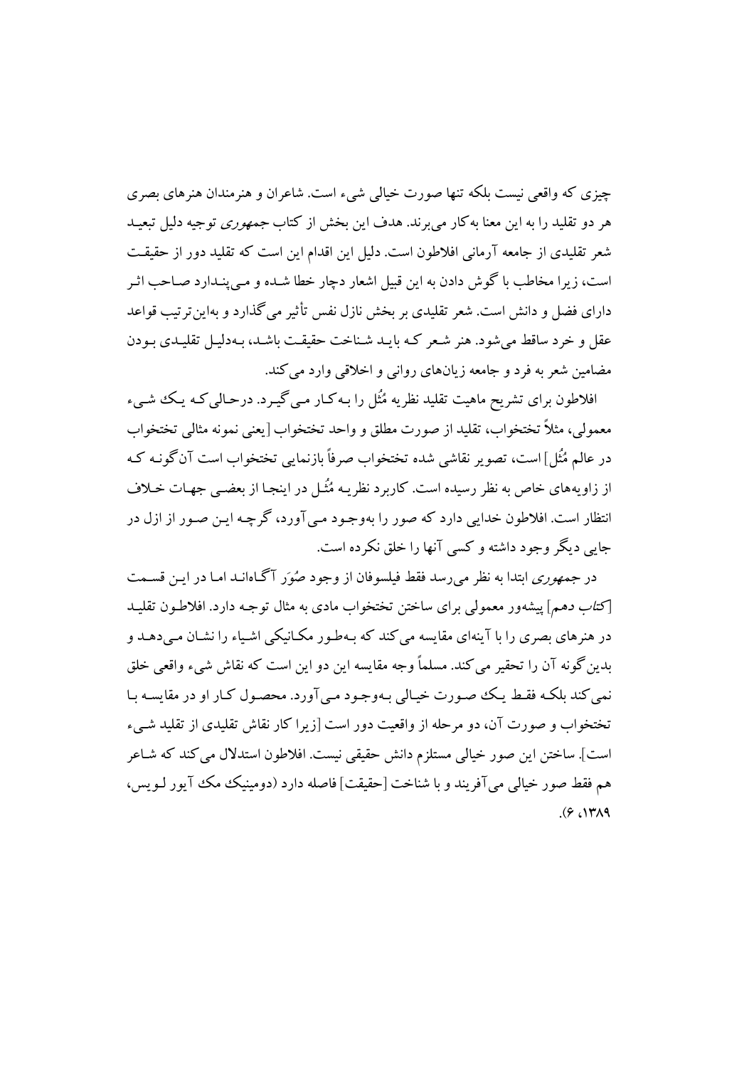چیزی که واقعی نیست بلکه تنها صورت خیالی شیء است. شاعران و هنرمندان هنرهای بصری هر دو تقلید را به این معنا به‌کار می‌برند. هدف این بخش از کتاب *جمهوری* توجیه دلیل تبعید شعر تقلیدی از جامعه آرمانی افلاطون است. دلیل این اقدام این است که تقلید دور از حقیقت است، زیرا مخاطب با گوش دادن به این قبیل اشعار دچار خطا شده و می‌پندارد صاحب اثر دارای فضل و دانش است. شعر تقلیدی بر بخش نازل نفس تأثیر می‌گذارد و به‌این‌ترتیب قواعد عقل و خرد ساقط می‌شود. هنر شعر که باید شناخت حقیقت باشد، به‌دلیل تقلیدی بودن مضامین شعر به فرد و جامعه زیان‌های روانی و اخلاقی وارد می‌کند.

افلاطون برای تشریح ماهیت تقلید نظریه مُثُل را به‌کار می‌گیرد. درحالی‌که یک شیء معمولی، مثلاً تختخواب، تقلید از صورت مطلق و واحد تختخواب [یعنی نمونه مثالی تختخواب در عالم مُثُل] است، تصویر نقاشی شده تختخواب صرفاً بازنمایی تختخواب است آن‌گونه که از زاویه‌های خاص به نظر رسیده است. کاربرد نظریه مُثُل در اینجا از بعضی جهات خلاف انتظار است. افلاطون خدایی دارد که صور را به‌وجود می‌آورد، گرچه این صور از ازل در جایی دیگر وجود داشته و کسی آنها را خلق نکرده است.

در *جمهوری* ابتدا به نظر می‌رسد فقط فیلسوفان از وجود صُوَر آگاه‌اند اما در این قسمت [*کتاب دهم*] پیشه‌ور معمولی برای ساختن تختخواب مادی به مثال توجه دارد. افلاطون تقلید در هنرهای بصری را با آینه‌ای مقایسه می‌کند که به‌طور مکانیکی اشیاء را نشان می‌دهد و بدین‌گونه آن را تحقیر می‌کند. مسلماً وجه مقایسه این دو این است که نقاش شیء واقعی خلق نمی‌کند بلکه فقط یک صورت خیالی به‌وجود می‌آورد. محصول کار او در مقایسه با تختخواب و صورت آن، دو مرحله از واقعیت دور است [زیرا کار نقاش تقلیدی از تقلید شیء است]. ساختن این صور خیالی مستلزم دانش حقیقی نیست. افلاطون استدلال می‌کند که شاعر هم فقط صور خیالی می‌آفریند و با شناخت [حقیقت] فاصله دارد (دومینیک مک آیور لویس، ۱۳۸۹، ۶).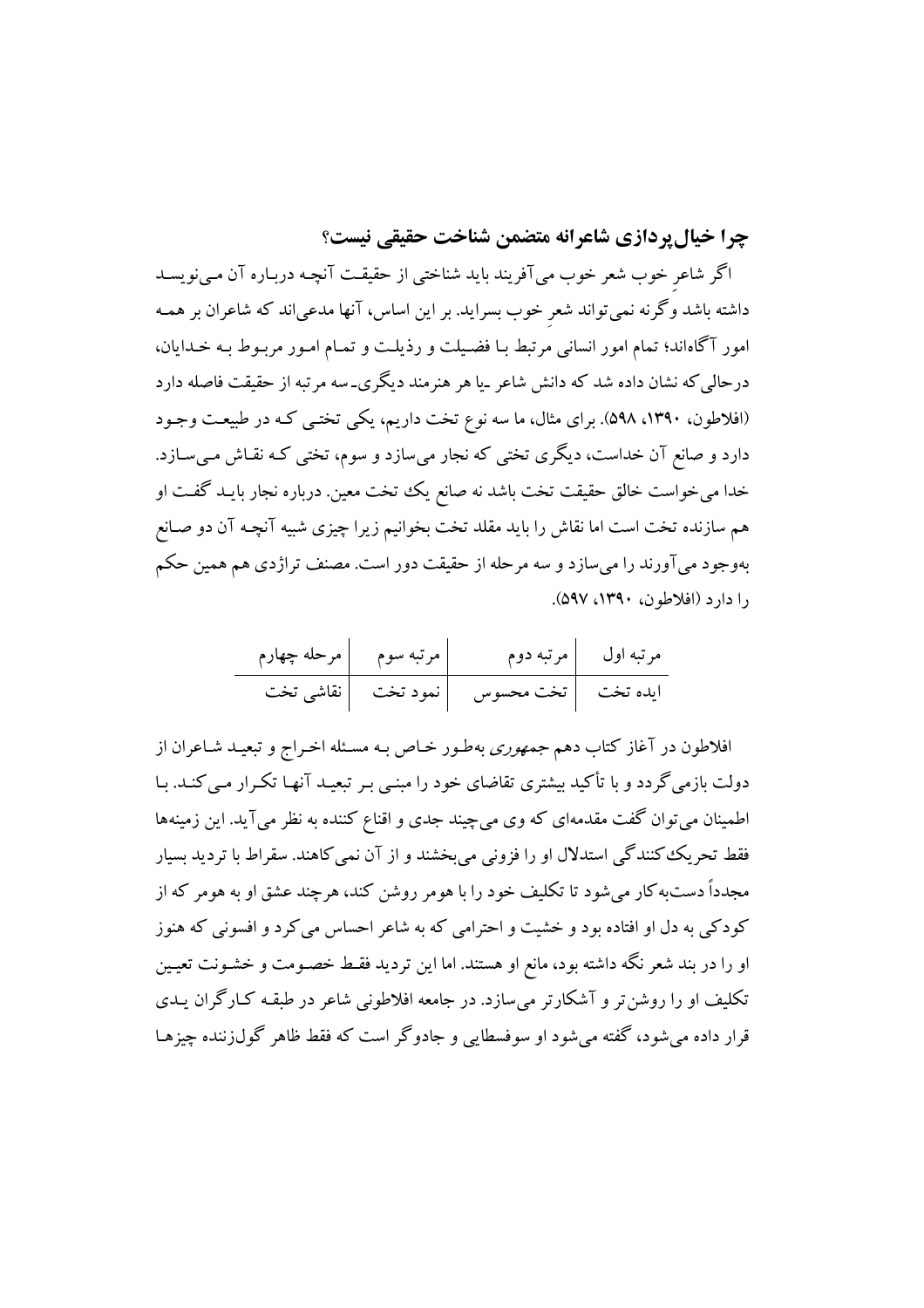### چرا خیال‌پردازی شاعرانه متضمن شناخت حقیقی نیست؟

اگر شاعرِ خوب شعر خوب می‌آفریند باید شناختی از حقیقت آنچه درباره آن می‌نویسد داشته باشد وگرنه نمی‌تواند شعرِ خوب بسراید. بر این اساس، آنها مدعی‌اند که شاعران بر همه امور آگاه‌اند؛ تمام امور انسانی مرتبط با فضیلت و رذیلت و تمام امور مربوط به خدایان، درحالی‌که نشان داده شد که دانش شاعر ـیا هر هنرمند دیگری‌ـ سه مرتبه از حقیقت فاصله دارد (افلاطون، ۱۳۹۰، ۵۹۸). برای مثال، ما سه نوع تخت داریم، یکی تختی که در طبیعت وجود دارد و صانع آن خداست، دیگری تختی که نجار می‌سازد و سوم، تختی که نقاش می‌سازد. خدا می‌خواست خالق حقیقت تخت باشد نه صانع یک تخت معین. درباره نجار باید گفت او هم سازنده تخت است اما نقاش را باید مقلد تخت بخوانیم زیرا چیزی شبیه آنچه آن دو صانع به‌وجود می‌آورند را می‌سازد و سه مرحله از حقیقت دور است. مصنف تراژدی هم همین حکم را دارد (افلاطون، ۱۳۹۰، ۵۹۷).

| مرتبه اول | مرتبه دوم | مرتبه سوم | مرحله چهارم |
|---|---|---|---|
| ایده تخت | تخت محسوس | نمود تخت | نقاشی تخت |

افلاطون در آغاز کتاب دهم *جمهوری* به‌طور خاص به مسئله اخراج و تبعید شاعران از دولت بازمی‌گردد و با تأکید بیشتری تقاضای خود را مبنی بر تبعید آنها تکرار می‌کند. با اطمینان می‌توان گفت مقدمه‌ای که وی می‌چیند جدی و اقناع کننده به نظر می‌آید. این زمینه‌ها فقط تحریک‌کنندگی استدلال او را فزونی می‌بخشند و از آن نمی‌کاهند. سقراط با تردید بسیار مجدداً دست‌به‌کار می‌شود تا تکلیف خود را با هومر روشن کند، هرچند عشق او به هومر که از کودکی به دل او افتاده بود و خشیت و احترامی که به شاعر احساس می‌کرد و افسونی که هنوز او را در بند شعر نگه داشته بود، مانع او هستند. اما این تردید فقط خصومت و خشونت تعیین تکلیف او را روشن‌تر و آشکارتر می‌سازد. در جامعه افلاطونی شاعر در طبقه کارگران یدی قرار داده می‌شود، گفته می‌شود او سوفسطایی و جادوگر است که فقط ظاهر گول‌زننده چیزها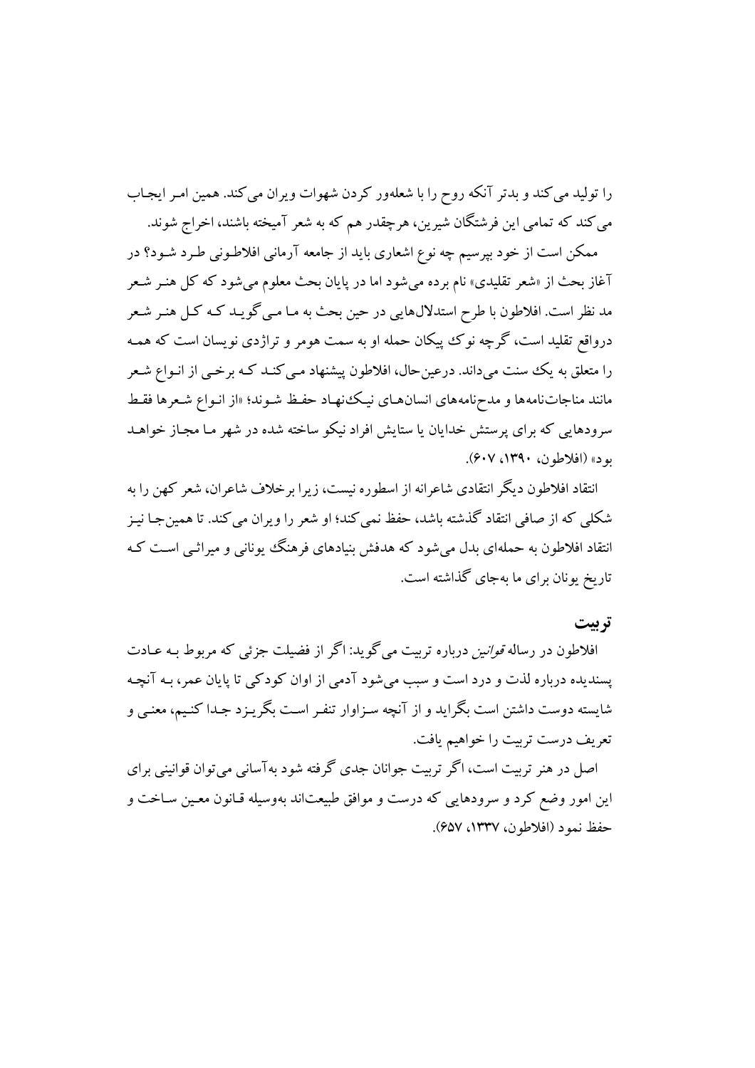را تولید می‌کند و بدتر آنکه روح را با شعله‌ور کردن شهوات ویران می‌کند. همین امـر ایجـاب می‌کند که تمامی این فرشتگان شیرین، هرچقدر هم که به شعر آمیخته باشند، اخراج شوند.

ممکن است از خود بپرسیم چه نوع اشعاری باید از جامعه آرمانی افلاطـونی طـرد شـود؟ در آغاز بحث از «شعر تقلیدی» نام برده می‌شود اما در پایان بحث معلوم می‌شود که کل هنـر شـعر مد نظر است. افلاطون با طرح استدلال‌هایی در حین بحث به مـا مـی‌گویـد کـه کـل هنـر شـعر درواقع تقلید است، گرچه نوک پیکان حمله او به سمت هومر و تراژدی نویسان است که همـه را متعلق به یک سنت می‌داند. درعین‌حال، افلاطون پیشنهاد مـی‌کنـد کـه برخـی از انـواع شـعر مانند مناجات‌نامه‌ها و مدح‌نامه‌های انسان‌هـای نیـک‌نهـاد حفـظ شـوند؛ «از انـواع شـعرها فقـط سرودهایی که برای پرستش خدایان یا ستایش افراد نیکو ساخته شده در شهر مـا مجـاز خواهـد بود» (افلاطون، ۱۳۹۰، ۶۰۷).

انتقاد افلاطون دیگر انتقادی شاعرانه از اسطوره نیست، زیرا برخلاف شاعران، شعر کهن را به شکلی که از صافی انتقاد گذشته باشد، حفظ نمی‌کند؛ او شعر را ویران می‌کند. تا همین‌جـا نیـز انتقاد افلاطون به حمله‌ای بدل می‌شود که هدفش بنیادهای فرهنگ یونانی و میراثـی اسـت کـه تاریخ یونان برای ما به‌جای گذاشته است.

## تربیت

افلاطون در رساله *قوانین* درباره تربیت می‌گوید: اگر از فضیلت جزئی که مربوط بـه عـادت پسندیده درباره لذت و درد است و سبب می‌شود آدمی از اوان کودکی تا پایان عمر، بـه آنچـه شایسته دوست داشتن است بگراید و از آنچه سـزاوار تنفـر اسـت بگریـزد جـدا کنـیم، معنـی و تعریف درست تربیت را خواهیم یافت.

اصل در هنر تربیت است، اگر تربیت جوانان جدی گرفته شود به‌آسانی می‌توان قوانینی برای این امور وضع کرد و سرودهایی که درست و موافق طبیعت‌اند به‌وسیله قـانون معـین سـاخت و حفظ نمود (افلاطون، ۱۳۳۷، ۶۵۷).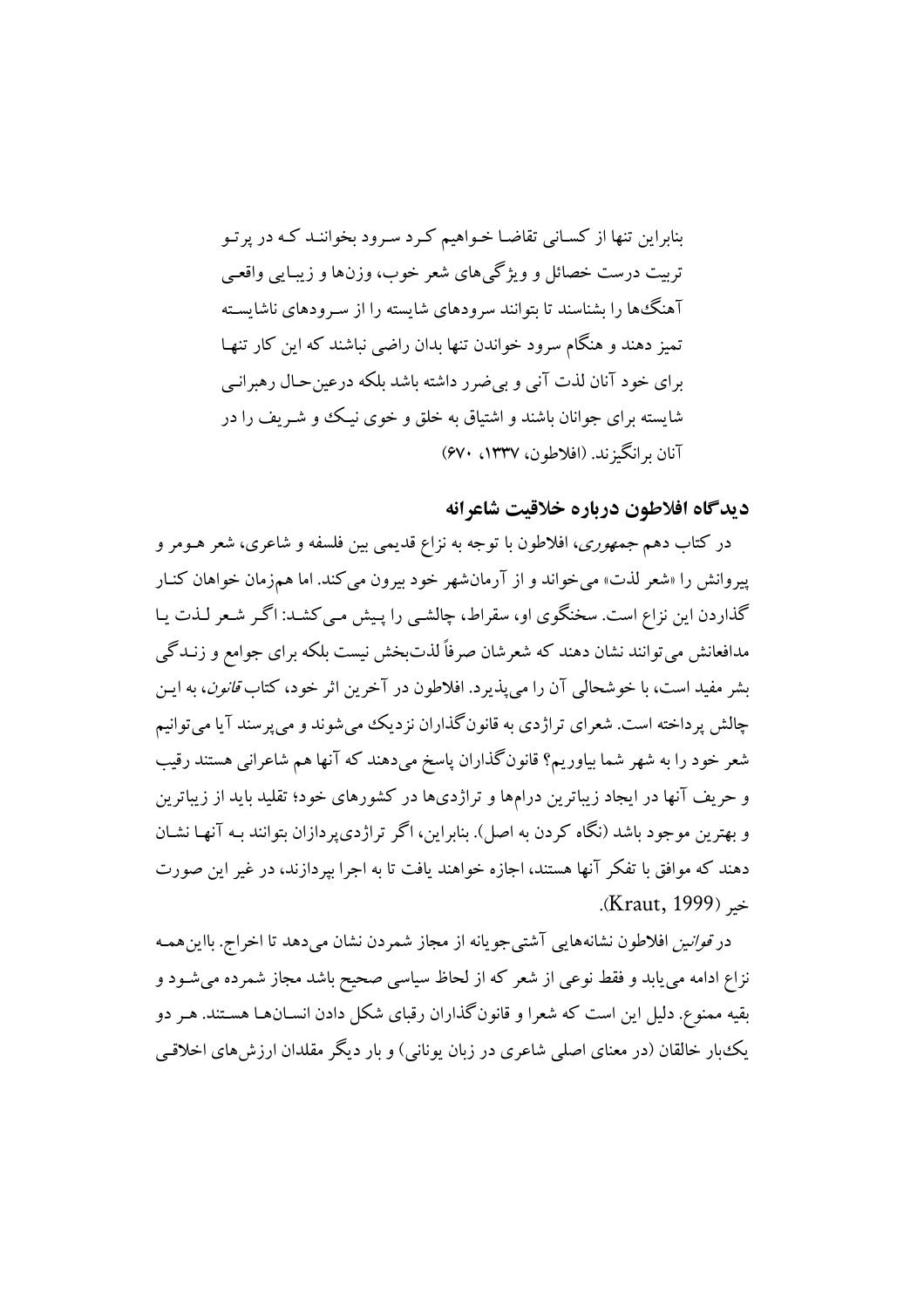> بنابراین تنها از کسانی تقاضا خواهیم کرد سرود بخوانند که در پرتو تربیت درست خصائل و ویژگی‌های شعر خوب، وزن‌ها و زیبایی واقعی آهنگ‌ها را بشناسند تا بتوانند سرودهای شایسته را از سرودهای ناشایسته تمیز دهند و هنگام سرود خواندن تنها بدان راضی نباشند که این کار تنها برای خود آنان لذت آنی و بی‌ضرر داشته باشد بلکه درعین‌حال رهبرانی شایسته برای جوانان باشند و اشتیاق به خلق و خوی نیک و شریف را در آنان برانگیزند. (افلاطون، ۱۳۳۷، ۶۷۰)

## دیدگاه افلاطون درباره خلاقیت شاعرانه

در کتاب دهم *جمهوری*، افلاطون با توجه به نزاع قدیمی بین فلسفه و شاعری، شعر هومر و پیروانش را «شعر لذت» می‌خواند و از آرمان‌شهر خود بیرون می‌کند. اما هم‌زمان خواهان کنار گذاردن این نزاع است. سخنگوی او، سقراط، چالشی را پیش می‌کشد: اگر شعر لذت یا مدافعانش می‌توانند نشان دهند که شعرشان صرفاً لذت‌بخش نیست بلکه برای جوامع و زندگی بشر مفید است، با خوشحالی آن را می‌پذیرد. افلاطون در آخرین اثر خود، کتاب *قانون*، به این چالش پرداخته است. شعرای تراژدی به قانون‌گذاران نزدیک می‌شوند و می‌پرسند آیا می‌توانیم شعر خود را به شهر شما بیاوریم؟ قانون‌گذاران پاسخ می‌دهند که آنها هم شاعرانی هستند رقیب و حریف آنها در ایجاد زیباترین درام‌ها و تراژدی‌ها در کشورهای خود؛ تقلید باید از زیباترین و بهترین موجود باشد (نگاه کردن به اصل). بنابراین، اگر تراژدی‌پردازان بتوانند به آنها نشان دهند که موافق با تفکر آنها هستند، اجازه خواهند یافت تا به اجرا بپردازند، در غیر این صورت خیر (Kraut, 1999).

در *قوانین* افلاطون نشانه‌هایی آشتی‌جویانه از مجاز شمردن نشان می‌دهد تا اخراج. بااین‌همه نزاع ادامه می‌یابد و فقط نوعی از شعر که از لحاظ سیاسی صحیح باشد مجاز شمرده می‌شود و بقیه ممنوع. دلیل این است که شعرا و قانون‌گذاران رقبای شکل دادن انسان‌ها هستند. هر دو یک‌بار خالقان (در معنای اصلی شاعری در زبان یونانی) و بار دیگر مقلدان ارزش‌های اخلاقی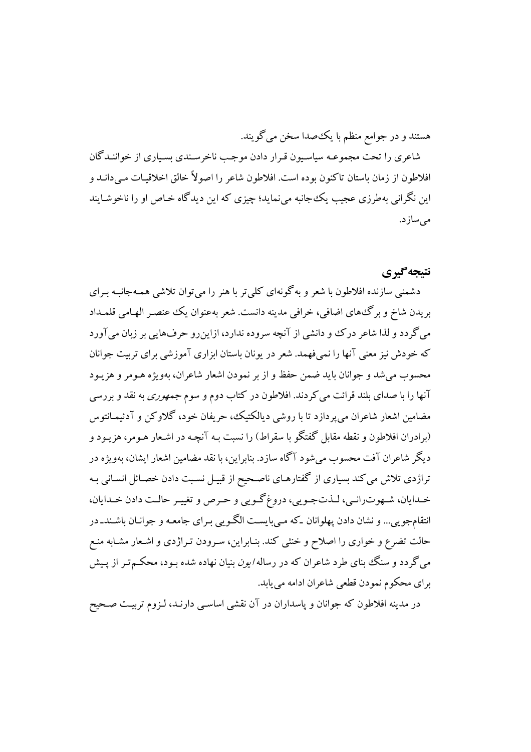هستند و در جوامع منظم با یک‌صدا سخن می‌گویند.

شاعری را تحت مجموعه سیاسیون قرار دادن موجب ناخرسندی بسیاری از خوانندگان افلاطون از زمان باستان تاکنون بوده است. افلاطون شاعر را اصولاً خالق اخلاقیات می‌داند و این نگرانی به‌طرزی عجیب یک‌جانبه می‌نماید؛ چیزی که این دیدگاه خاص او را ناخوشایند می‌سازد.

## نتیجه‌گیری

دشمنی سازنده افلاطون با شعر و به‌گونه‌ای کلی‌تر با هنر را می‌توان تلاشی همه‌جانبه برای بریدن شاخ و برگ‌های اضافی، خرافی مدینه دانست. شعر به‌عنوان یک عنصر الهامی قلمداد می‌گردد و لذا شاعر درک و دانشی از آنچه سروده ندارد، ازاین‌رو حرف‌هایی بر زبان می‌آورد که خودش نیز معنی آنها را نمی‌فهمد. شعر در یونان باستان ابزاری آموزشی برای تربیت جوانان محسوب می‌شد و جوانان باید ضمن حفظ و از بر نمودن اشعار شاعران، به‌ویژه هومر و هزیود آنها را با صدای بلند قرائت می‌کردند. افلاطون در کتاب دوم و سوم *جمهوری* به نقد و بررسی مضامین اشعار شاعران می‌پردازد تا با روشی دیالکتیک، حریفان خود، گلاوکن و آدئیمانتوس (برادران افلاطون و نقطه مقابل گفتگو با سقراط) را نسبت به آنچه در اشعار هومر، هزیود و دیگر شاعران آفت محسوب می‌شود آگاه سازد. بنابراین، با نقد مضامین اشعار ایشان، به‌ویژه در تراژدی تلاش می‌کند بسیاری از گفتارهای ناصحیح از قبیل نسبت دادن خصائل انسانی به خدایان، شهوترانی، لذت‌جویی، دروغ‌گویی و حرص و تغییر حالت دادن خدایان، انتقام‌جویی... و نشان دادن پهلوانان -که می‌بایست الگویی برای جامعه و جوانان باشند- در حالت تضرع و خواری را اصلاح و خنثی کند. بنابراین، سرودن تراژدی و اشعار مشابه منع می‌گردد و سنگ بنای طرد شاعران که در رساله *ایون* بنیان نهاده شده بود، محکم‌تر از پیش برای محکوم نمودن قطعی شاعران ادامه می‌یابد.

در مدینه افلاطون که جوانان و پاسداران در آن نقشی اساسی دارند، لزوم تربیت صحیح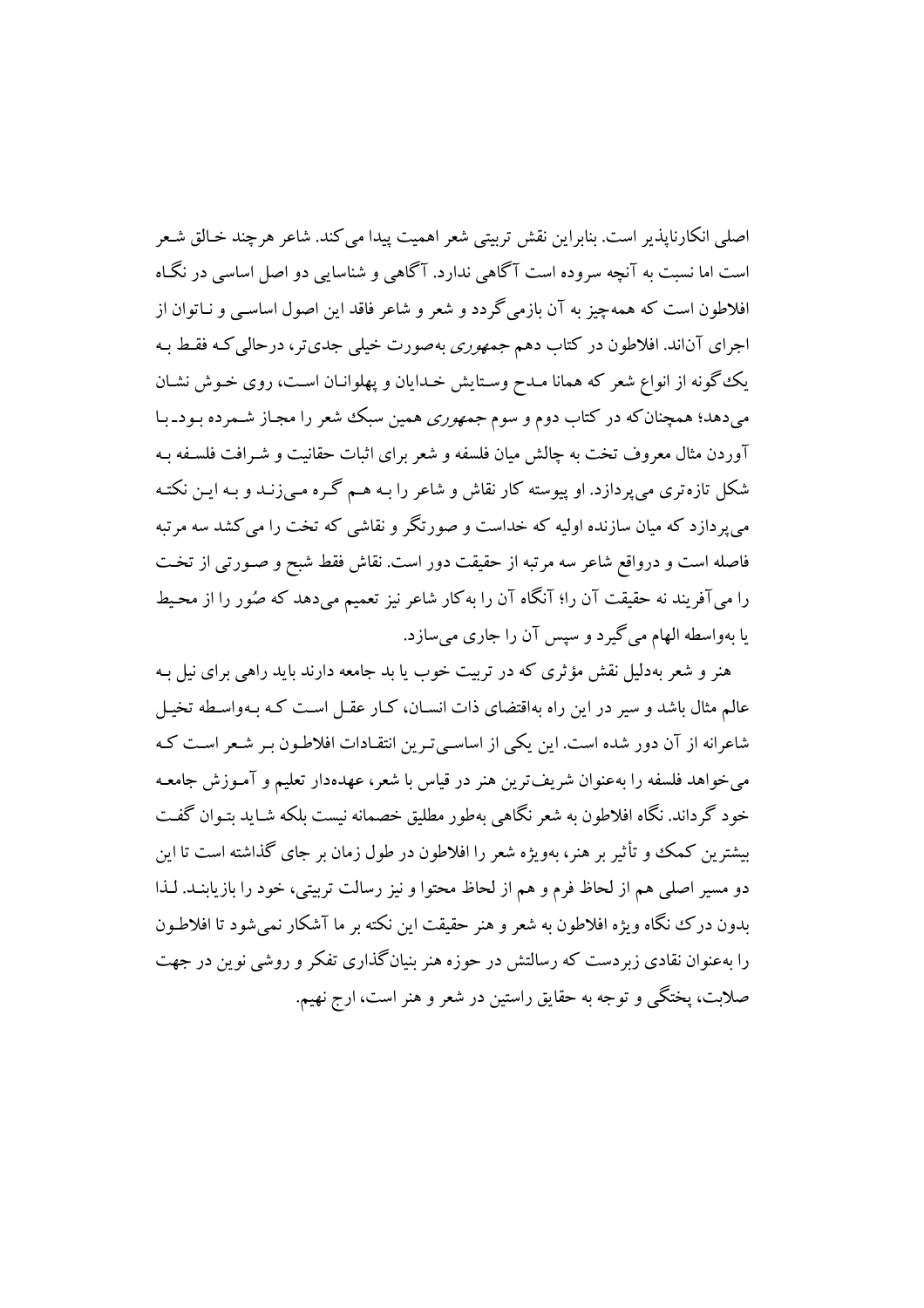اصلی انکارناپذیر است. بنابراین نقش تربیتی شعر اهمیت پیدا می‌کند. شاعر هرچند خالق شعر است اما نسبت به آنچه سروده است آگاهی ندارد. آگاهی و شناسایی دو اصل اساسی در نگاه افلاطون است که همه‌چیز به آن بازمی‌گردد و شعر و شاعر فاقد این اصول اساسی و ناتوان از اجرای آن‌اند. افلاطون در کتاب دهم *جمهوری* به‌صورت خیلی جدی‌تر، درحالی‌که فقط به یک‌گونه از انواع شعر که همانا مدح وستایش خدایان و پهلوانان است، روی خوش نشان می‌دهد؛ همچنان‌که در کتاب دوم و سوم *جمهوری* همین سبک شعر را مجاز شمرده بود-با آوردن مثال معروف تخت به چالش میان فلسفه و شعر برای اثبات حقانیت و شرافت فلسفه به شکل تازه‌تری می‌پردازد. او پیوسته کار نقاش و شاعر را به هم گره می‌زند و به این نکته می‌پردازد که میان سازنده اولیه که خداست و صورتگر و نقاشی که تخت را می‌کشد سه مرتبه فاصله است و درواقع شاعر سه مرتبه از حقیقت دور است. نقاش فقط شبح و صورتی از تخت را می‌آفریند نه حقیقت آن را؛ آنگاه آن را به‌کار شاعر نیز تعمیم می‌دهد که صُور را از محیط یا به‌واسطه الهام می‌گیرد و سپس آن را جاری می‌سازد.

هنر و شعر به‌دلیل نقش مؤثری که در تربیت خوب یا بد جامعه دارند باید راهی برای نیل به عالم مثال باشد و سیر در این راه به‌اقتضای ذات انسان، کار عقل است که به‌واسطه تخیل شاعرانه از آن دور شده است. این یکی از اساسی‌ترین انتقادات افلاطون بر شعر است که می‌خواهد فلسفه را به‌عنوان شریف‌ترین هنر در قیاس با شعر، عهده‌دار تعلیم و آموزش جامعه خود گرداند. نگاه افلاطون به شعر نگاهی به‌طور مطلق خصمانه نیست بلکه شاید بتوان گفت بیشترین کمک و تأثیر بر هنر، به‌ویژه شعر را افلاطون در طول زمان بر جای گذاشته است تا این دو مسیر اصلی هم از لحاظ فرم و هم از لحاظ محتوا و نیز رسالت تربیتی، خود را بازیابند. لذا بدون درک نگاه ویژه افلاطون به شعر و هنر حقیقت این نکته بر ما آشکار نمی‌شود تا افلاطون را به‌عنوان نقادی زبردست که رسالتش در حوزه هنر بنیان‌گذاری تفکر و روشی نوین در جهت صلابت، پختگی و توجه به حقایق راستین در شعر و هنر است، ارج نهیم.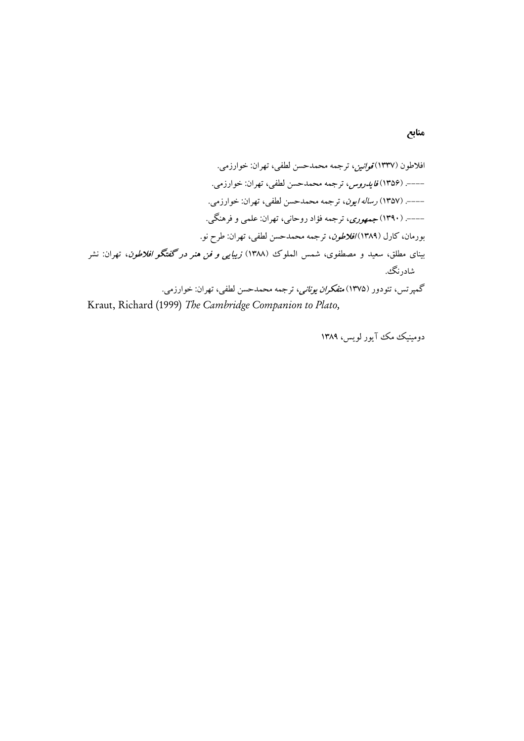## منابع

افلاطون (۱۳۳۷) *قوانین*، ترجمه محمدحسن لطفی، تهران: خوارزمی.

----. (۱۳۵۶) *فایدروس*، ترجمه محمدحسن لطفی، تهران: خوارزمی.

----. (۱۳۵۷) *رساله ایون*، ترجمه محمدحسن لطفی، تهران: خوارزمی.

----. (۱۳۹۰) **جمهوری**، ترجمه فؤاد روحانی، تهران: علمی و فرهنگی.

بورمان، کارل (۱۳۸۹) *افلاطون*، ترجمه محمدحسن لطفی، تهران: طرح نو.

بینای مطلق، سعید و مصطفوی، شمس الملوک (۱۳۸۸) *زیبایی و فن هنر در گفتگو افلاطون*، تهران: نشر شادرنگ.

گمپرتس، تئودور (۱۳۷۵) *متفکران یونانی*، ترجمه محمدحسن لطفی، تهران: خوارزمی.

Kraut, Richard (1999) *The Cambridge Companion to Plato*,

دومینیک مک آیور لویس، ۱۳۸۹